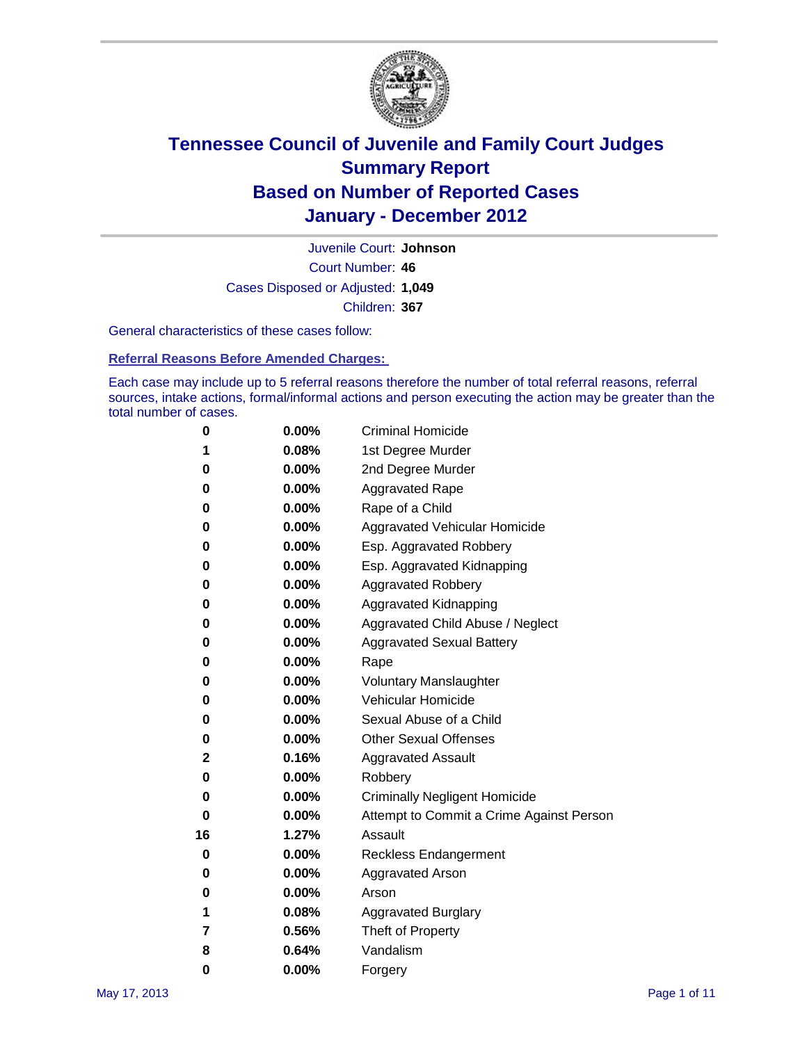# Tennessee Council of Juvenile and Family Court Judges
## Summary Report
## Based on Number of Reported Cases
## January - December 2012

Juvenile Court: **Johnson**

Court Number: **46**

Cases Disposed or Adjusted: **1,049**

Children: **367**

General characteristics of these cases follow:

### Referral Reasons Before Amended Charges:

Each case may include up to 5 referral reasons therefore the number of total referral reasons, referral sources, intake actions, formal/informal actions and person executing the action may be greater than the total number of cases.

| Count | Percent | Referral Reason |
|---|---|---|
| 0 | 0.00% | Criminal Homicide |
| 1 | 0.08% | 1st Degree Murder |
| 0 | 0.00% | 2nd Degree Murder |
| 0 | 0.00% | Aggravated Rape |
| 0 | 0.00% | Rape of a Child |
| 0 | 0.00% | Aggravated Vehicular Homicide |
| 0 | 0.00% | Esp. Aggravated Robbery |
| 0 | 0.00% | Esp. Aggravated Kidnapping |
| 0 | 0.00% | Aggravated Robbery |
| 0 | 0.00% | Aggravated Kidnapping |
| 0 | 0.00% | Aggravated Child Abuse / Neglect |
| 0 | 0.00% | Aggravated Sexual Battery |
| 0 | 0.00% | Rape |
| 0 | 0.00% | Voluntary Manslaughter |
| 0 | 0.00% | Vehicular Homicide |
| 0 | 0.00% | Sexual Abuse of a Child |
| 0 | 0.00% | Other Sexual Offenses |
| 2 | 0.16% | Aggravated Assault |
| 0 | 0.00% | Robbery |
| 0 | 0.00% | Criminally Negligent Homicide |
| 0 | 0.00% | Attempt to Commit a Crime Against Person |
| 16 | 1.27% | Assault |
| 0 | 0.00% | Reckless Endangerment |
| 0 | 0.00% | Aggravated Arson |
| 0 | 0.00% | Arson |
| 1 | 0.08% | Aggravated Burglary |
| 7 | 0.56% | Theft of Property |
| 8 | 0.64% | Vandalism |
| 0 | 0.00% | Forgery |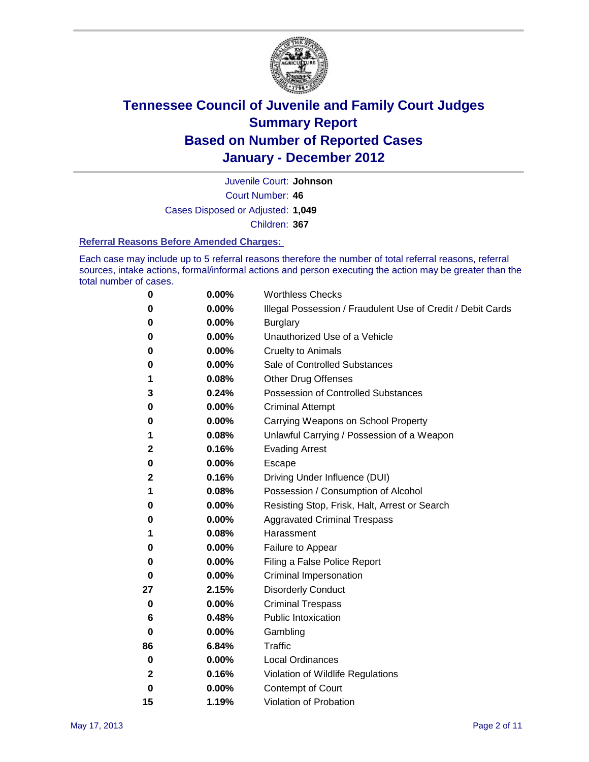# Tennessee Council of Juvenile and Family Court Judges
## Summary Report
## Based on Number of Reported Cases
## January - December 2012

Juvenile Court: **Johnson**

Court Number: **46**

Cases Disposed or Adjusted: **1,049**

Children: **367**

### Referral Reasons Before Amended Charges:

Each case may include up to 5 referral reasons therefore the number of total referral reasons, referral sources, intake actions, formal/informal actions and person executing the action may be greater than the total number of cases.

| Count | Percent | Referral Reason |
|---|---|---|
| 0 | 0.00% | Worthless Checks |
| 0 | 0.00% | Illegal Possession / Fraudulent Use of Credit / Debit Cards |
| 0 | 0.00% | Burglary |
| 0 | 0.00% | Unauthorized Use of a Vehicle |
| 0 | 0.00% | Cruelty to Animals |
| 0 | 0.00% | Sale of Controlled Substances |
| 1 | 0.08% | Other Drug Offenses |
| 3 | 0.24% | Possession of Controlled Substances |
| 0 | 0.00% | Criminal Attempt |
| 0 | 0.00% | Carrying Weapons on School Property |
| 1 | 0.08% | Unlawful Carrying / Possession of a Weapon |
| 2 | 0.16% | Evading Arrest |
| 0 | 0.00% | Escape |
| 2 | 0.16% | Driving Under Influence (DUI) |
| 1 | 0.08% | Possession / Consumption of Alcohol |
| 0 | 0.00% | Resisting Stop, Frisk, Halt, Arrest or Search |
| 0 | 0.00% | Aggravated Criminal Trespass |
| 1 | 0.08% | Harassment |
| 0 | 0.00% | Failure to Appear |
| 0 | 0.00% | Filing a False Police Report |
| 0 | 0.00% | Criminal Impersonation |
| 27 | 2.15% | Disorderly Conduct |
| 0 | 0.00% | Criminal Trespass |
| 6 | 0.48% | Public Intoxication |
| 0 | 0.00% | Gambling |
| 86 | 6.84% | Traffic |
| 0 | 0.00% | Local Ordinances |
| 2 | 0.16% | Violation of Wildlife Regulations |
| 0 | 0.00% | Contempt of Court |
| 15 | 1.19% | Violation of Probation |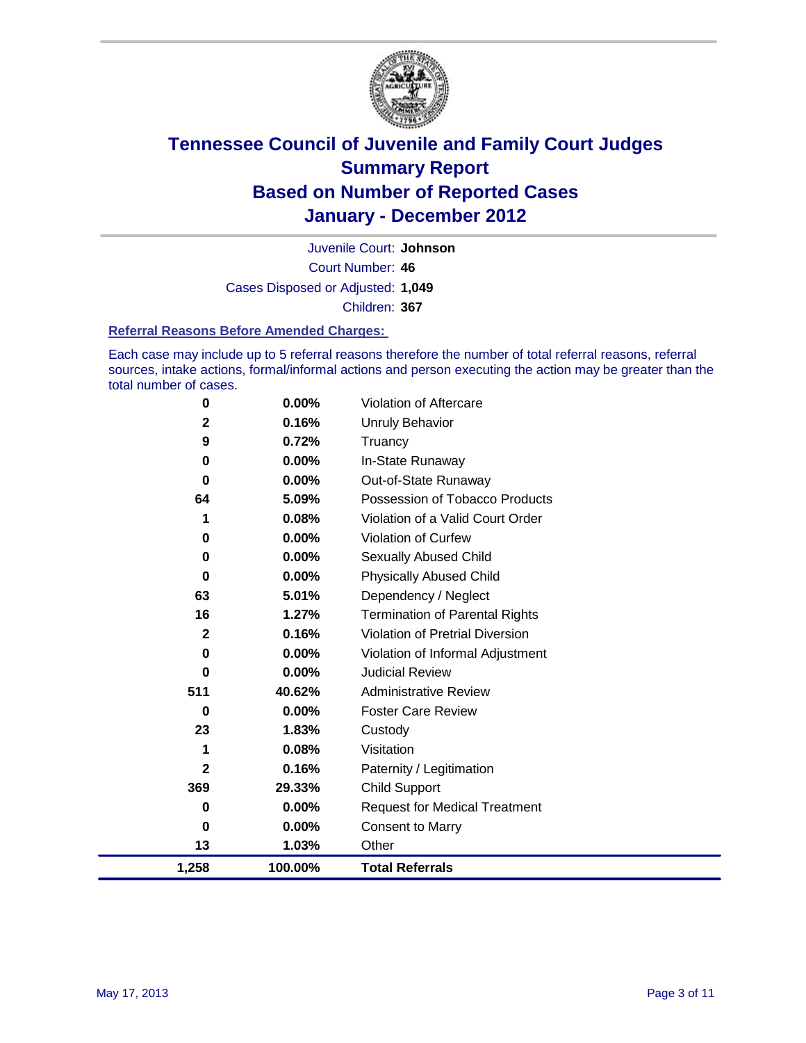# Tennessee Council of Juvenile and Family Court Judges
## Summary Report
## Based on Number of Reported Cases
## January - December 2012

Juvenile Court: **Johnson**

Court Number: **46**

Cases Disposed or Adjusted: **1,049**

Children: **367**

### Referral Reasons Before Amended Charges:

Each case may include up to 5 referral reasons therefore the number of total referral reasons, referral sources, intake actions, formal/informal actions and person executing the action may be greater than the total number of cases.

| Count | Percent | Referral Reason |
|---|---|---|
| 0 | 0.00% | Violation of Aftercare |
| 2 | 0.16% | Unruly Behavior |
| 9 | 0.72% | Truancy |
| 0 | 0.00% | In-State Runaway |
| 0 | 0.00% | Out-of-State Runaway |
| 64 | 5.09% | Possession of Tobacco Products |
| 1 | 0.08% | Violation of a Valid Court Order |
| 0 | 0.00% | Violation of Curfew |
| 0 | 0.00% | Sexually Abused Child |
| 0 | 0.00% | Physically Abused Child |
| 63 | 5.01% | Dependency / Neglect |
| 16 | 1.27% | Termination of Parental Rights |
| 2 | 0.16% | Violation of Pretrial Diversion |
| 0 | 0.00% | Violation of Informal Adjustment |
| 0 | 0.00% | Judicial Review |
| 511 | 40.62% | Administrative Review |
| 0 | 0.00% | Foster Care Review |
| 23 | 1.83% | Custody |
| 1 | 0.08% | Visitation |
| 2 | 0.16% | Paternity / Legitimation |
| 369 | 29.33% | Child Support |
| 0 | 0.00% | Request for Medical Treatment |
| 0 | 0.00% | Consent to Marry |
| 13 | 1.03% | Other |
| **1,258** | **100.00%** | **Total Referrals** |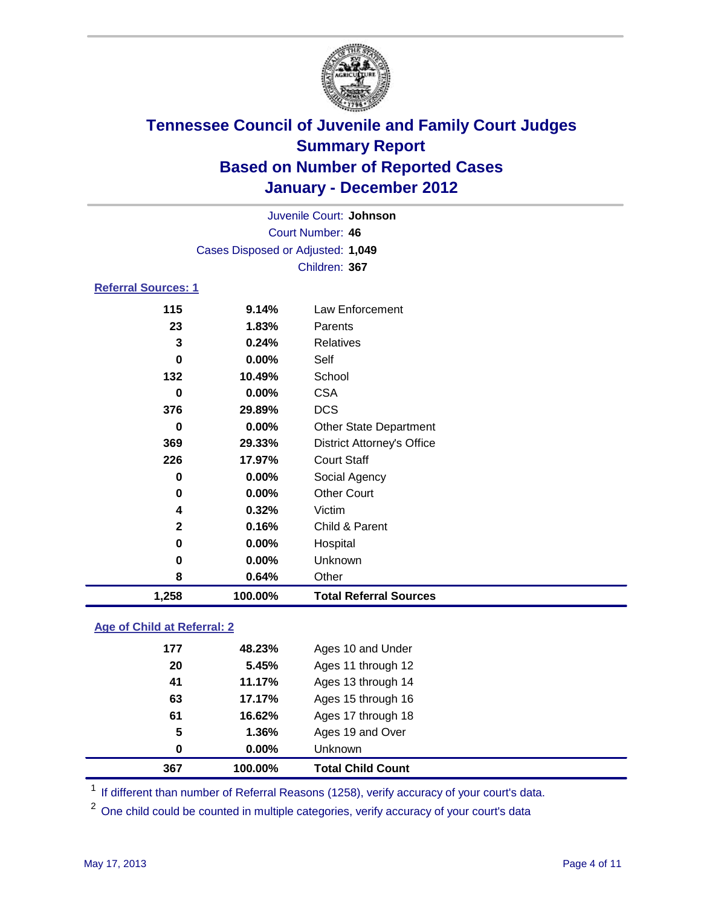# Tennessee Council of Juvenile and Family Court Judges
## Summary Report
## Based on Number of Reported Cases
## January - December 2012

Juvenile Court: **Johnson**
Court Number: **46**
Cases Disposed or Adjusted: **1,049**
Children: **367**

### Referral Sources: 1

| Count | Percent | Source |
|---|---|---|
| 115 | 9.14% | Law Enforcement |
| 23 | 1.83% | Parents |
| 3 | 0.24% | Relatives |
| 0 | 0.00% | Self |
| 132 | 10.49% | School |
| 0 | 0.00% | CSA |
| 376 | 29.89% | DCS |
| 0 | 0.00% | Other State Department |
| 369 | 29.33% | District Attorney's Office |
| 226 | 17.97% | Court Staff |
| 0 | 0.00% | Social Agency |
| 0 | 0.00% | Other Court |
| 4 | 0.32% | Victim |
| 2 | 0.16% | Child & Parent |
| 0 | 0.00% | Hospital |
| 0 | 0.00% | Unknown |
| 8 | 0.64% | Other |
| **1,258** | **100.00%** | **Total Referral Sources** |

### Age of Child at Referral: 2

| Count | Percent | Age |
|---|---|---|
| 177 | 48.23% | Ages 10 and Under |
| 20 | 5.45% | Ages 11 through 12 |
| 41 | 11.17% | Ages 13 through 14 |
| 63 | 17.17% | Ages 15 through 16 |
| 61 | 16.62% | Ages 17 through 18 |
| 5 | 1.36% | Ages 19 and Over |
| 0 | 0.00% | Unknown |
| **367** | **100.00%** | **Total Child Count** |

[1] If different than number of Referral Reasons (1258), verify accuracy of your court's data.

[2] One child could be counted in multiple categories, verify accuracy of your court's data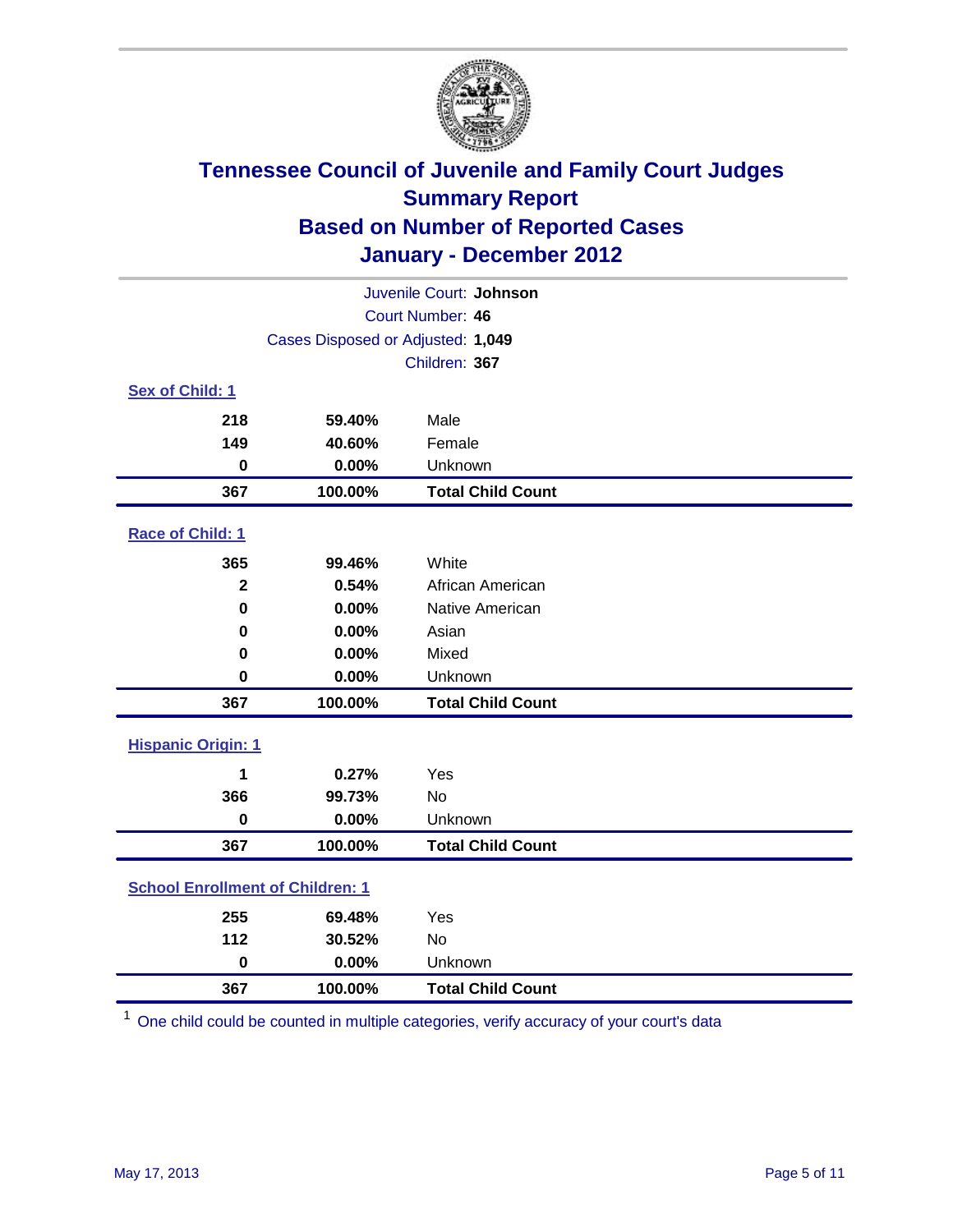# Tennessee Council of Juvenile and Family Court Judges
## Summary Report
## Based on Number of Reported Cases
## January - December 2012

Juvenile Court: **Johnson**
Court Number: **46**
Cases Disposed or Adjusted: **1,049**
Children: **367**

### Sex of Child: 1

| | | |
|---|---|---|
| **218** | **59.40%** | Male |
| **149** | **40.60%** | Female |
| **0** | **0.00%** | Unknown |
| **367** | **100.00%** | **Total Child Count** |

### Race of Child: 1

| | | |
|---|---|---|
| **365** | **99.46%** | White |
| **2** | **0.54%** | African American |
| **0** | **0.00%** | Native American |
| **0** | **0.00%** | Asian |
| **0** | **0.00%** | Mixed |
| **0** | **0.00%** | Unknown |
| **367** | **100.00%** | **Total Child Count** |

### Hispanic Origin: 1

| | | |
|---|---|---|
| **1** | **0.27%** | Yes |
| **366** | **99.73%** | No |
| **0** | **0.00%** | Unknown |
| **367** | **100.00%** | **Total Child Count** |

### School Enrollment of Children: 1

| | | |
|---|---|---|
| **255** | **69.48%** | Yes |
| **112** | **30.52%** | No |
| **0** | **0.00%** | Unknown |
| **367** | **100.00%** | **Total Child Count** |

[1] One child could be counted in multiple categories, verify accuracy of your court's data

May 17, 2013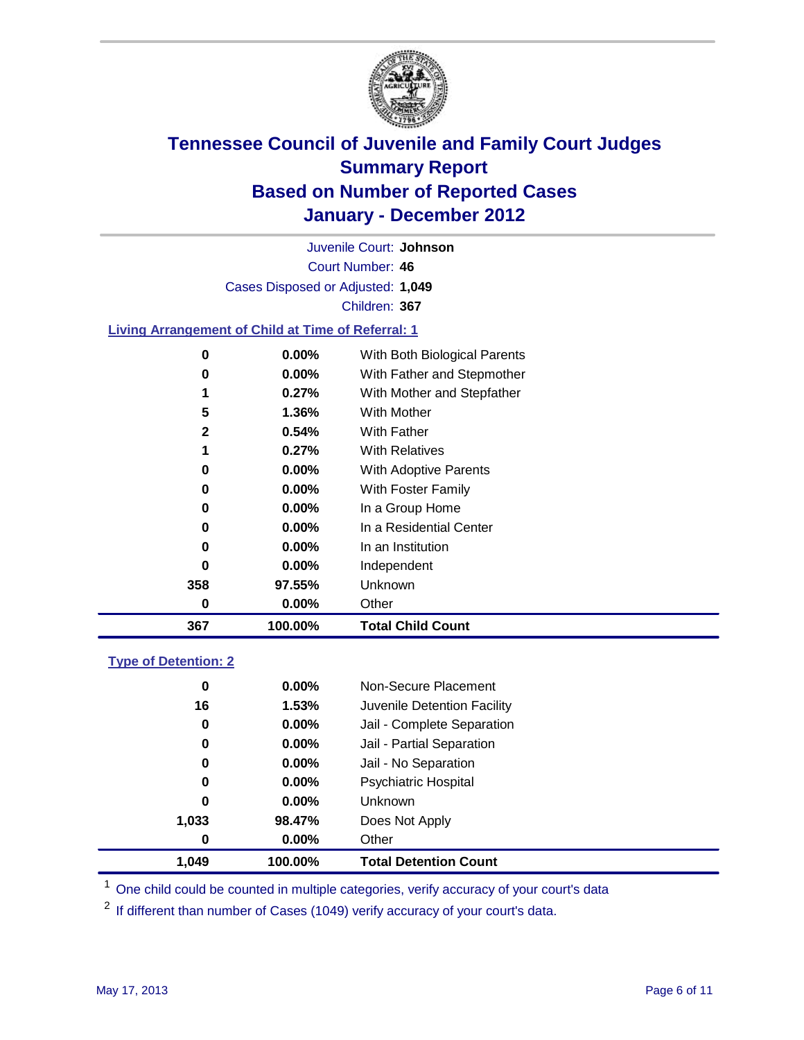# Tennessee Council of Juvenile and Family Court Judges
## Summary Report
## Based on Number of Reported Cases
## January - December 2012

Juvenile Court: **Johnson**

Court Number: **46**

Cases Disposed or Adjusted: **1,049**

Children: **367**

### Living Arrangement of Child at Time of Referral: 1

| Count | Percent | Category |
|---|---|---|
| 0 | 0.00% | With Both Biological Parents |
| 0 | 0.00% | With Father and Stepmother |
| 1 | 0.27% | With Mother and Stepfather |
| 5 | 1.36% | With Mother |
| 2 | 0.54% | With Father |
| 1 | 0.27% | With Relatives |
| 0 | 0.00% | With Adoptive Parents |
| 0 | 0.00% | With Foster Family |
| 0 | 0.00% | In a Group Home |
| 0 | 0.00% | In a Residential Center |
| 0 | 0.00% | In an Institution |
| 0 | 0.00% | Independent |
| 358 | 97.55% | Unknown |
| 0 | 0.00% | Other |
| **367** | **100.00%** | **Total Child Count** |

### Type of Detention: 2

| Count | Percent | Category |
|---|---|---|
| 0 | 0.00% | Non-Secure Placement |
| 16 | 1.53% | Juvenile Detention Facility |
| 0 | 0.00% | Jail - Complete Separation |
| 0 | 0.00% | Jail - Partial Separation |
| 0 | 0.00% | Jail - No Separation |
| 0 | 0.00% | Psychiatric Hospital |
| 0 | 0.00% | Unknown |
| 1,033 | 98.47% | Does Not Apply |
| 0 | 0.00% | Other |
| **1,049** | **100.00%** | **Total Detention Count** |

[1] One child could be counted in multiple categories, verify accuracy of your court's data

[2] If different than number of Cases (1049) verify accuracy of your court's data.

May 17, 2013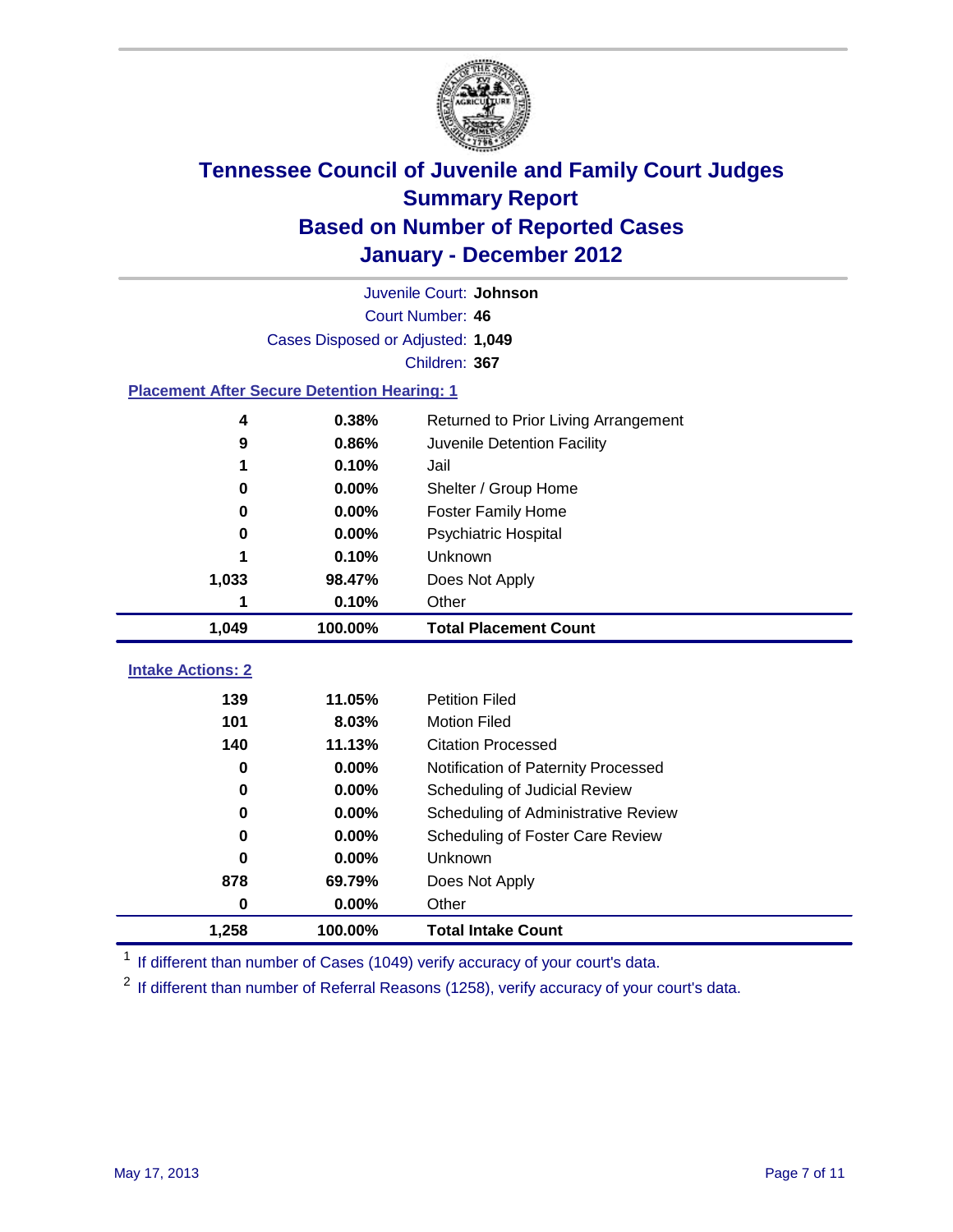# Tennessee Council of Juvenile and Family Court Judges
# Summary Report
# Based on Number of Reported Cases
# January - December 2012

Juvenile Court: **Johnson**

Court Number: **46**

Cases Disposed or Adjusted: **1,049**

Children: **367**

## Placement After Secure Detention Hearing: 1

| | | |
|---|---|---|
| 4 | 0.38% | Returned to Prior Living Arrangement |
| 9 | 0.86% | Juvenile Detention Facility |
| 1 | 0.10% | Jail |
| 0 | 0.00% | Shelter / Group Home |
| 0 | 0.00% | Foster Family Home |
| 0 | 0.00% | Psychiatric Hospital |
| 1 | 0.10% | Unknown |
| 1,033 | 98.47% | Does Not Apply |
| 1 | 0.10% | Other |
| **1,049** | **100.00%** | **Total Placement Count** |

## Intake Actions: 2

| | | |
|---|---|---|
| 139 | 11.05% | Petition Filed |
| 101 | 8.03% | Motion Filed |
| 140 | 11.13% | Citation Processed |
| 0 | 0.00% | Notification of Paternity Processed |
| 0 | 0.00% | Scheduling of Judicial Review |
| 0 | 0.00% | Scheduling of Administrative Review |
| 0 | 0.00% | Scheduling of Foster Care Review |
| 0 | 0.00% | Unknown |
| 878 | 69.79% | Does Not Apply |
| 0 | 0.00% | Other |
| **1,258** | **100.00%** | **Total Intake Count** |

[1] If different than number of Cases (1049) verify accuracy of your court's data.

[2] If different than number of Referral Reasons (1258), verify accuracy of your court's data.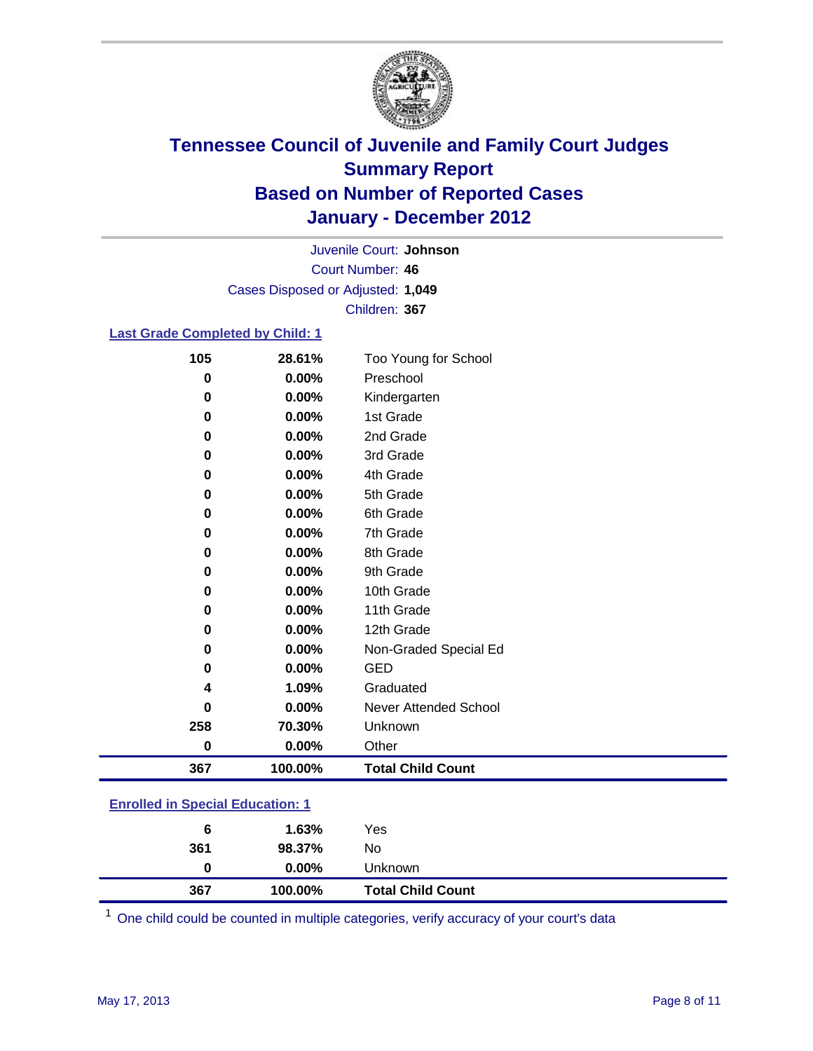# Tennessee Council of Juvenile and Family Court Judges
## Summary Report
## Based on Number of Reported Cases
## January - December 2012

Juvenile Court: **Johnson**

Court Number: **46**

Cases Disposed or Adjusted: **1,049**

Children: **367**

### Last Grade Completed by Child: 1

| Count | Percent | Category |
|---|---|---|
| 105 | 28.61% | Too Young for School |
| 0 | 0.00% | Preschool |
| 0 | 0.00% | Kindergarten |
| 0 | 0.00% | 1st Grade |
| 0 | 0.00% | 2nd Grade |
| 0 | 0.00% | 3rd Grade |
| 0 | 0.00% | 4th Grade |
| 0 | 0.00% | 5th Grade |
| 0 | 0.00% | 6th Grade |
| 0 | 0.00% | 7th Grade |
| 0 | 0.00% | 8th Grade |
| 0 | 0.00% | 9th Grade |
| 0 | 0.00% | 10th Grade |
| 0 | 0.00% | 11th Grade |
| 0 | 0.00% | 12th Grade |
| 0 | 0.00% | Non-Graded Special Ed |
| 0 | 0.00% | GED |
| 4 | 1.09% | Graduated |
| 0 | 0.00% | Never Attended School |
| 258 | 70.30% | Unknown |
| 0 | 0.00% | Other |
| **367** | **100.00%** | **Total Child Count** |

### Enrolled in Special Education: 1

| Count | Percent | Category |
|---|---|---|
| 6 | 1.63% | Yes |
| 361 | 98.37% | No |
| 0 | 0.00% | Unknown |
| **367** | **100.00%** | **Total Child Count** |

[1] One child could be counted in multiple categories, verify accuracy of your court's data

May 17, 2013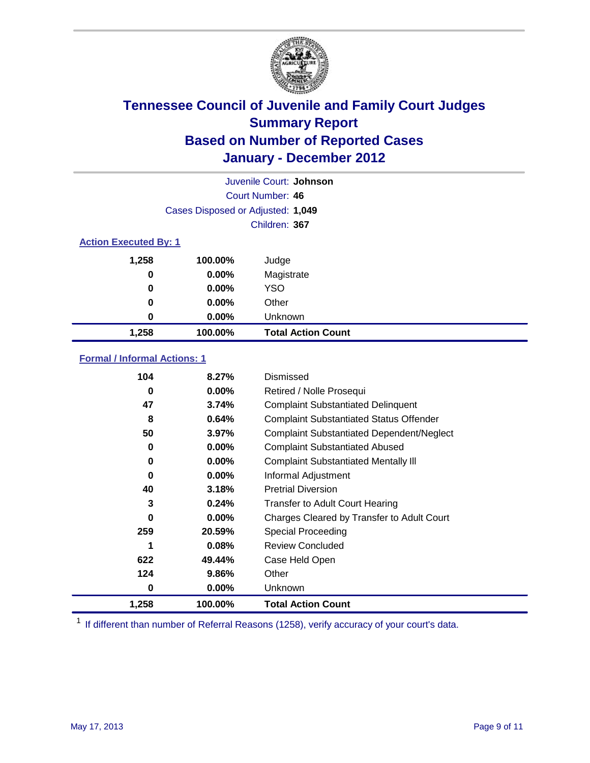# Tennessee Council of Juvenile and Family Court Judges
## Summary Report
## Based on Number of Reported Cases
## January - December 2012

Juvenile Court: **Johnson**

Court Number: **46**

Cases Disposed or Adjusted: **1,049**

Children: **367**

### Action Executed By: 1

| Count | Percent | Action |
|---|---|---|
| 1,258 | 100.00% | Judge |
| 0 | 0.00% | Magistrate |
| 0 | 0.00% | YSO |
| 0 | 0.00% | Other |
| 0 | 0.00% | Unknown |
| **1,258** | **100.00%** | **Total Action Count** |

### Formal / Informal Actions: 1

| Count | Percent | Action |
|---|---|---|
| 104 | 8.27% | Dismissed |
| 0 | 0.00% | Retired / Nolle Prosequi |
| 47 | 3.74% | Complaint Substantiated Delinquent |
| 8 | 0.64% | Complaint Substantiated Status Offender |
| 50 | 3.97% | Complaint Substantiated Dependent/Neglect |
| 0 | 0.00% | Complaint Substantiated Abused |
| 0 | 0.00% | Complaint Substantiated Mentally Ill |
| 0 | 0.00% | Informal Adjustment |
| 40 | 3.18% | Pretrial Diversion |
| 3 | 0.24% | Transfer to Adult Court Hearing |
| 0 | 0.00% | Charges Cleared by Transfer to Adult Court |
| 259 | 20.59% | Special Proceeding |
| 1 | 0.08% | Review Concluded |
| 622 | 49.44% | Case Held Open |
| 124 | 9.86% | Other |
| 0 | 0.00% | Unknown |
| **1,258** | **100.00%** | **Total Action Count** |

[1] If different than number of Referral Reasons (1258), verify accuracy of your court's data.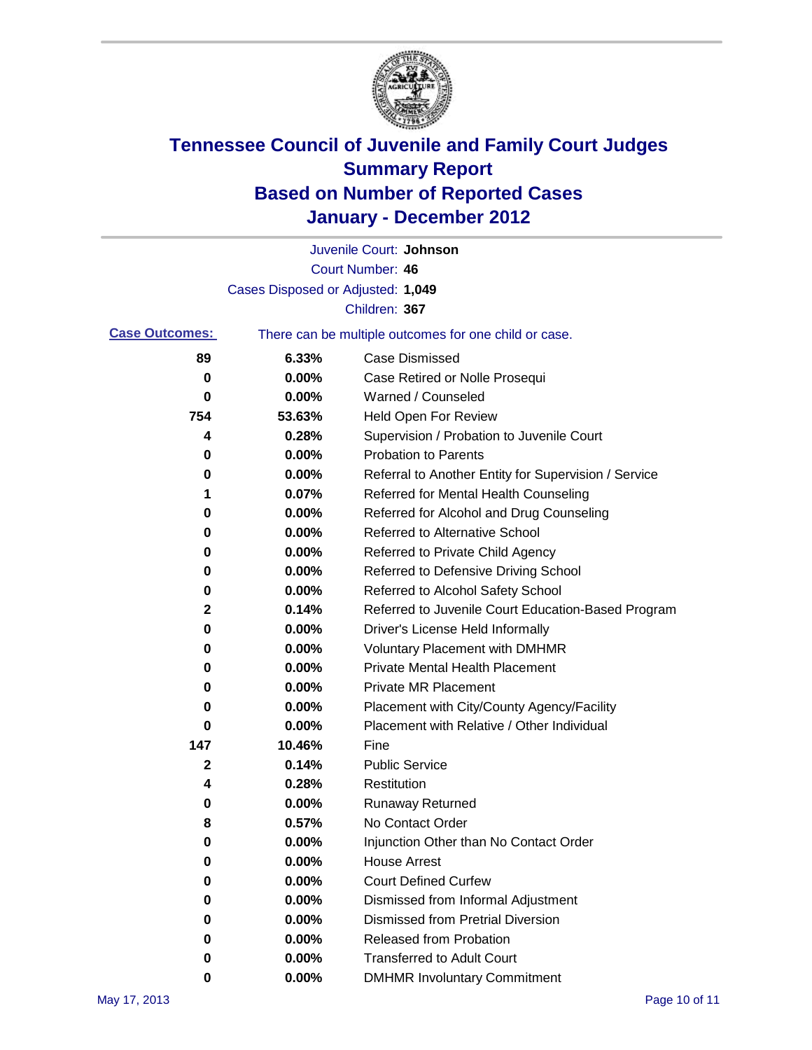# Tennessee Council of Juvenile and Family Court Judges
## Summary Report
## Based on Number of Reported Cases
## January - December 2012

Juvenile Court: **Johnson**
Court Number: **46**
Cases Disposed or Adjusted: **1,049**
Children: **367**

**Case Outcomes:** There can be multiple outcomes for one child or case.

| | | |
|---|---|---|
| 89 | 6.33% | Case Dismissed |
| 0 | 0.00% | Case Retired or Nolle Prosequi |
| 0 | 0.00% | Warned / Counseled |
| 754 | 53.63% | Held Open For Review |
| 4 | 0.28% | Supervision / Probation to Juvenile Court |
| 0 | 0.00% | Probation to Parents |
| 0 | 0.00% | Referral to Another Entity for Supervision / Service |
| 1 | 0.07% | Referred for Mental Health Counseling |
| 0 | 0.00% | Referred for Alcohol and Drug Counseling |
| 0 | 0.00% | Referred to Alternative School |
| 0 | 0.00% | Referred to Private Child Agency |
| 0 | 0.00% | Referred to Defensive Driving School |
| 0 | 0.00% | Referred to Alcohol Safety School |
| 2 | 0.14% | Referred to Juvenile Court Education-Based Program |
| 0 | 0.00% | Driver's License Held Informally |
| 0 | 0.00% | Voluntary Placement with DMHMR |
| 0 | 0.00% | Private Mental Health Placement |
| 0 | 0.00% | Private MR Placement |
| 0 | 0.00% | Placement with City/County Agency/Facility |
| 0 | 0.00% | Placement with Relative / Other Individual |
| 147 | 10.46% | Fine |
| 2 | 0.14% | Public Service |
| 4 | 0.28% | Restitution |
| 0 | 0.00% | Runaway Returned |
| 8 | 0.57% | No Contact Order |
| 0 | 0.00% | Injunction Other than No Contact Order |
| 0 | 0.00% | House Arrest |
| 0 | 0.00% | Court Defined Curfew |
| 0 | 0.00% | Dismissed from Informal Adjustment |
| 0 | 0.00% | Dismissed from Pretrial Diversion |
| 0 | 0.00% | Released from Probation |
| 0 | 0.00% | Transferred to Adult Court |
| 0 | 0.00% | DMHMR Involuntary Commitment |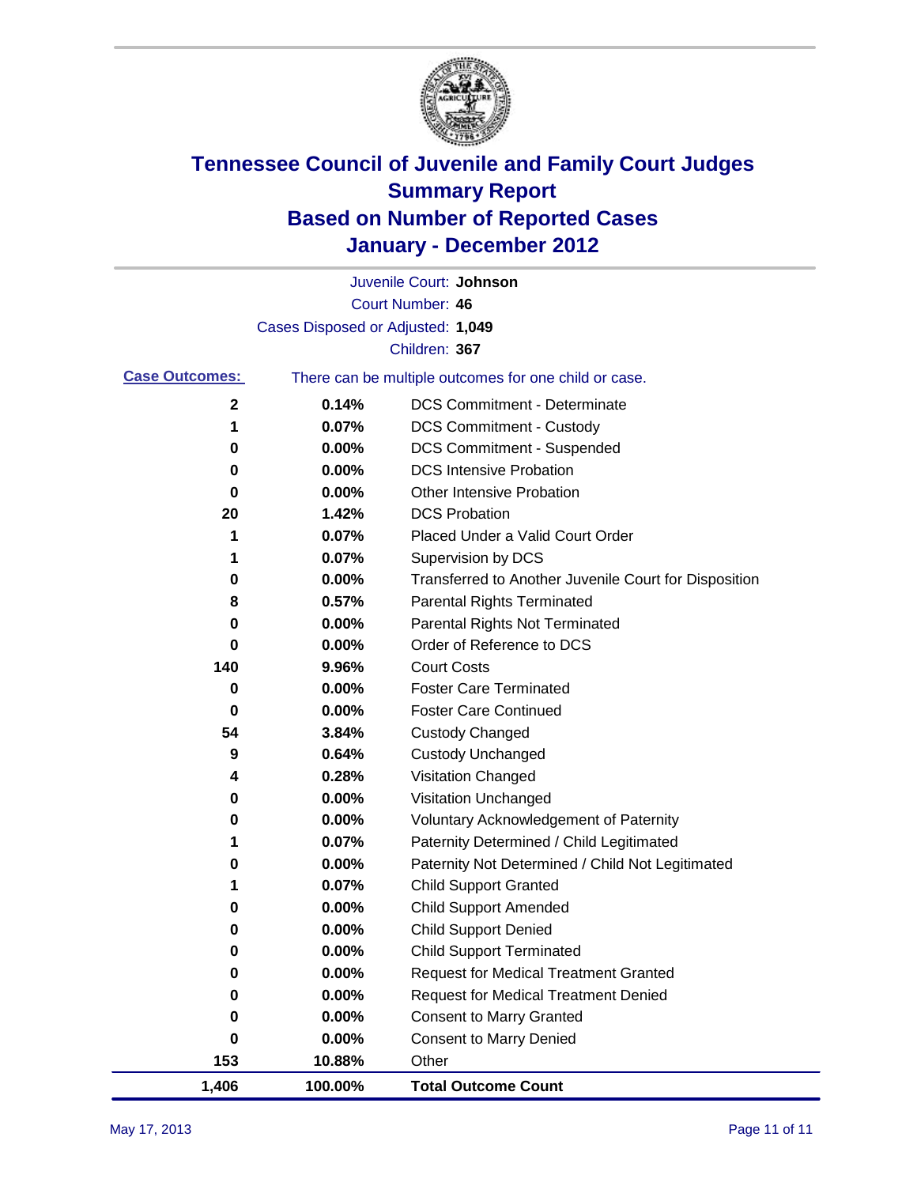# Tennessee Council of Juvenile and Family Court Judges
## Summary Report
## Based on Number of Reported Cases
## January - December 2012

Juvenile Court: **Johnson**

Court Number: **46**

Cases Disposed or Adjusted: **1,049**

Children: **367**

**Case Outcomes:** There can be multiple outcomes for one child or case.

| | | |
|---|---|---|
| 2 | 0.14% | DCS Commitment - Determinate |
| 1 | 0.07% | DCS Commitment - Custody |
| 0 | 0.00% | DCS Commitment - Suspended |
| 0 | 0.00% | DCS Intensive Probation |
| 0 | 0.00% | Other Intensive Probation |
| 20 | 1.42% | DCS Probation |
| 1 | 0.07% | Placed Under a Valid Court Order |
| 1 | 0.07% | Supervision by DCS |
| 0 | 0.00% | Transferred to Another Juvenile Court for Disposition |
| 8 | 0.57% | Parental Rights Terminated |
| 0 | 0.00% | Parental Rights Not Terminated |
| 0 | 0.00% | Order of Reference to DCS |
| 140 | 9.96% | Court Costs |
| 0 | 0.00% | Foster Care Terminated |
| 0 | 0.00% | Foster Care Continued |
| 54 | 3.84% | Custody Changed |
| 9 | 0.64% | Custody Unchanged |
| 4 | 0.28% | Visitation Changed |
| 0 | 0.00% | Visitation Unchanged |
| 0 | 0.00% | Voluntary Acknowledgement of Paternity |
| 1 | 0.07% | Paternity Determined / Child Legitimated |
| 0 | 0.00% | Paternity Not Determined / Child Not Legitimated |
| 1 | 0.07% | Child Support Granted |
| 0 | 0.00% | Child Support Amended |
| 0 | 0.00% | Child Support Denied |
| 0 | 0.00% | Child Support Terminated |
| 0 | 0.00% | Request for Medical Treatment Granted |
| 0 | 0.00% | Request for Medical Treatment Denied |
| 0 | 0.00% | Consent to Marry Granted |
| 0 | 0.00% | Consent to Marry Denied |
| 153 | 10.88% | Other |
| **1,406** | **100.00%** | **Total Outcome Count** |